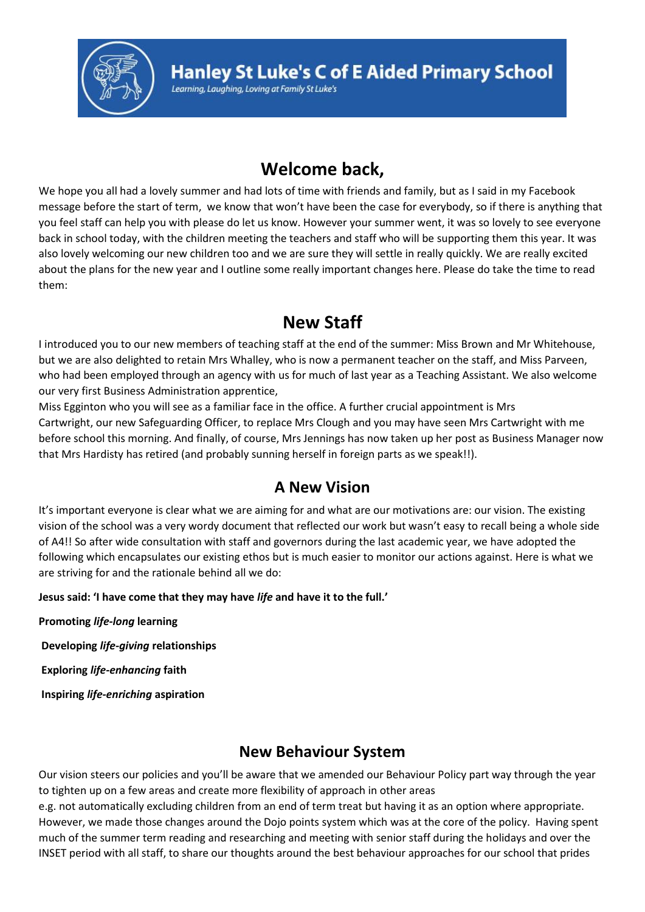# Hanley St Luke's C of E Aided Primary School

*Learning, Laughing, Loving at Family St Luke's*

## Welcome back,

We hope you all had a lovely summer and had lots of time with friends and family, but as I said in my Facebook message before the start of term, we know that won't have been the case for everybody, so if there is anything that you feel staff can help you with please do let us know. However your summer went, it was so lovely to see everyone back in school today, with the children meeting the teachers and staff who will be supporting them this year. It was also lovely welcoming our new children too and we are sure they will settle in really quickly. We are really excited about the plans for the new year and I outline some really important changes here. Please do take the time to read them:

## New Staff

I introduced you to our new members of teaching staff at the end of the summer: Miss Brown and Mr Whitehouse, but we are also delighted to retain Mrs Whalley, who is now a permanent teacher on the staff, and Miss Parveen, who had been employed through an agency with us for much of last year as a Teaching Assistant. We also welcome our very first Business Administration apprentice,
Miss Egginton who you will see as a familiar face in the office. A further crucial appointment is Mrs Cartwright, our new Safeguarding Officer, to replace Mrs Clough and you may have seen Mrs Cartwright with me before school this morning. And finally, of course, Mrs Jennings has now taken up her post as Business Manager now that Mrs Hardisty has retired (and probably sunning herself in foreign parts as we speak!!).

## A New Vision

It's important everyone is clear what we are aiming for and what are our motivations are: our vision. The existing vision of the school was a very wordy document that reflected our work but wasn't easy to recall being a whole side of A4!! So after wide consultation with staff and governors during the last academic year, we have adopted the following which encapsulates our existing ethos but is much easier to monitor our actions against. Here is what we are striving for and the rationale behind all we do:

**Jesus said: 'I have come that they may have *life* and have it to the full.'**

**Promoting *life-long* learning**

**Developing *life-giving* relationships**

**Exploring *life-enhancing* faith**

**Inspiring *life-enriching* aspiration**

## New Behaviour System

Our vision steers our policies and you'll be aware that we amended our Behaviour Policy part way through the year to tighten up on a few areas and create more flexibility of approach in other areas
e.g. not automatically excluding children from an end of term treat but having it as an option where appropriate. However, we made those changes around the Dojo points system which was at the core of the policy. Having spent much of the summer term reading and researching and meeting with senior staff during the holidays and over the INSET period with all staff, to share our thoughts around the best behaviour approaches for our school that prides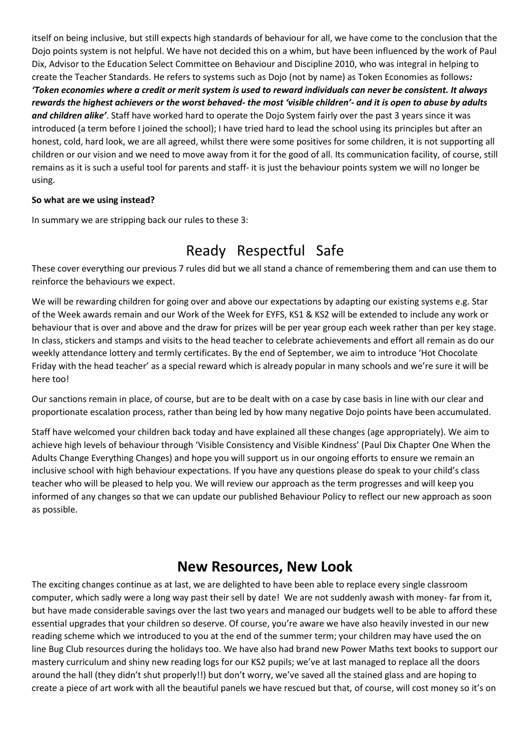itself on being inclusive, but still expects high standards of behaviour for all, we have come to the conclusion that the Dojo points system is not helpful. We have not decided this on a whim, but have been influenced by the work of Paul Dix, Advisor to the Education Select Committee on Behaviour and Discipline 2010, who was integral in helping to create the Teacher Standards. He refers to systems such as Dojo (not by name) as Token Economies as follows***:*** ***'Token economies where a credit or merit system is used to reward individuals can never be consistent. It always rewards the highest achievers or the worst behaved- the most 'visible children'- and it is open to abuse by adults and children alike'***. Staff have worked hard to operate the Dojo System fairly over the past 3 years since it was introduced (a term before I joined the school); I have tried hard to lead the school using its principles but after an honest, cold, hard look, we are all agreed, whilst there were some positives for some children, it is not supporting all children or our vision and we need to move away from it for the good of all. Its communication facility, of course, still remains as it is such a useful tool for parents and staff- it is just the behaviour points system we will no longer be using.

**So what are we using instead?**

In summary we are stripping back our rules to these 3:

## Ready Respectful Safe

These cover everything our previous 7 rules did but we all stand a chance of remembering them and can use them to reinforce the behaviours we expect.

We will be rewarding children for going over and above our expectations by adapting our existing systems e.g. Star of the Week awards remain and our Work of the Week for EYFS, KS1 & KS2 will be extended to include any work or behaviour that is over and above and the draw for prizes will be per year group each week rather than per key stage. In class, stickers and stamps and visits to the head teacher to celebrate achievements and effort all remain as do our weekly attendance lottery and termly certificates. By the end of September, we aim to introduce 'Hot Chocolate Friday with the head teacher' as a special reward which is already popular in many schools and we're sure it will be here too!

Our sanctions remain in place, of course, but are to be dealt with on a case by case basis in line with our clear and proportionate escalation process, rather than being led by how many negative Dojo points have been accumulated.

Staff have welcomed your children back today and have explained all these changes (age appropriately). We aim to achieve high levels of behaviour through 'Visible Consistency and Visible Kindness' (Paul Dix Chapter One When the Adults Change Everything Changes) and hope you will support us in our ongoing efforts to ensure we remain an inclusive school with high behaviour expectations. If you have any questions please do speak to your child's class teacher who will be pleased to help you. We will review our approach as the term progresses and will keep you informed of any changes so that we can update our published Behaviour Policy to reflect our new approach as soon as possible.

## New Resources, New Look

The exciting changes continue as at last, we are delighted to have been able to replace every single classroom computer, which sadly were a long way past their sell by date! We are not suddenly awash with money- far from it, but have made considerable savings over the last two years and managed our budgets well to be able to afford these essential upgrades that your children so deserve. Of course, you're aware we have also heavily invested in our new reading scheme which we introduced to you at the end of the summer term; your children may have used the on line Bug Club resources during the holidays too. We have also had brand new Power Maths text books to support our mastery curriculum and shiny new reading logs for our KS2 pupils; we've at last managed to replace all the doors around the hall (they didn't shut properly!!) but don't worry, we've saved all the stained glass and are hoping to create a piece of art work with all the beautiful panels we have rescued but that, of course, will cost money so it's on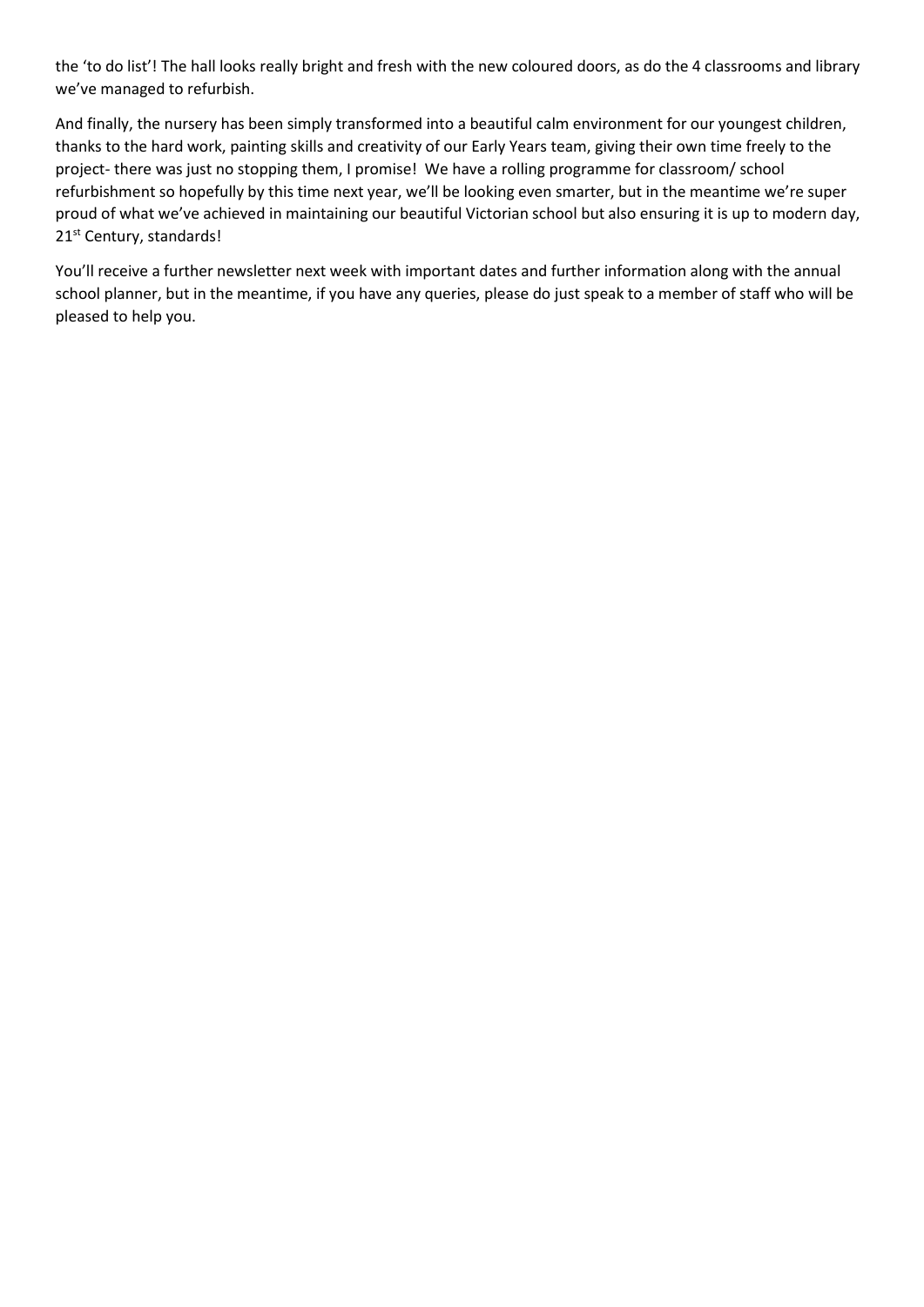the 'to do list'! The hall looks really bright and fresh with the new coloured doors, as do the 4 classrooms and library we've managed to refurbish.

And finally, the nursery has been simply transformed into a beautiful calm environment for our youngest children, thanks to the hard work, painting skills and creativity of our Early Years team, giving their own time freely to the project- there was just no stopping them, I promise! We have a rolling programme for classroom/ school refurbishment so hopefully by this time next year, we'll be looking even smarter, but in the meantime we're super proud of what we've achieved in maintaining our beautiful Victorian school but also ensuring it is up to modern day, 21st Century, standards!

You'll receive a further newsletter next week with important dates and further information along with the annual school planner, but in the meantime, if you have any queries, please do just speak to a member of staff who will be pleased to help you.